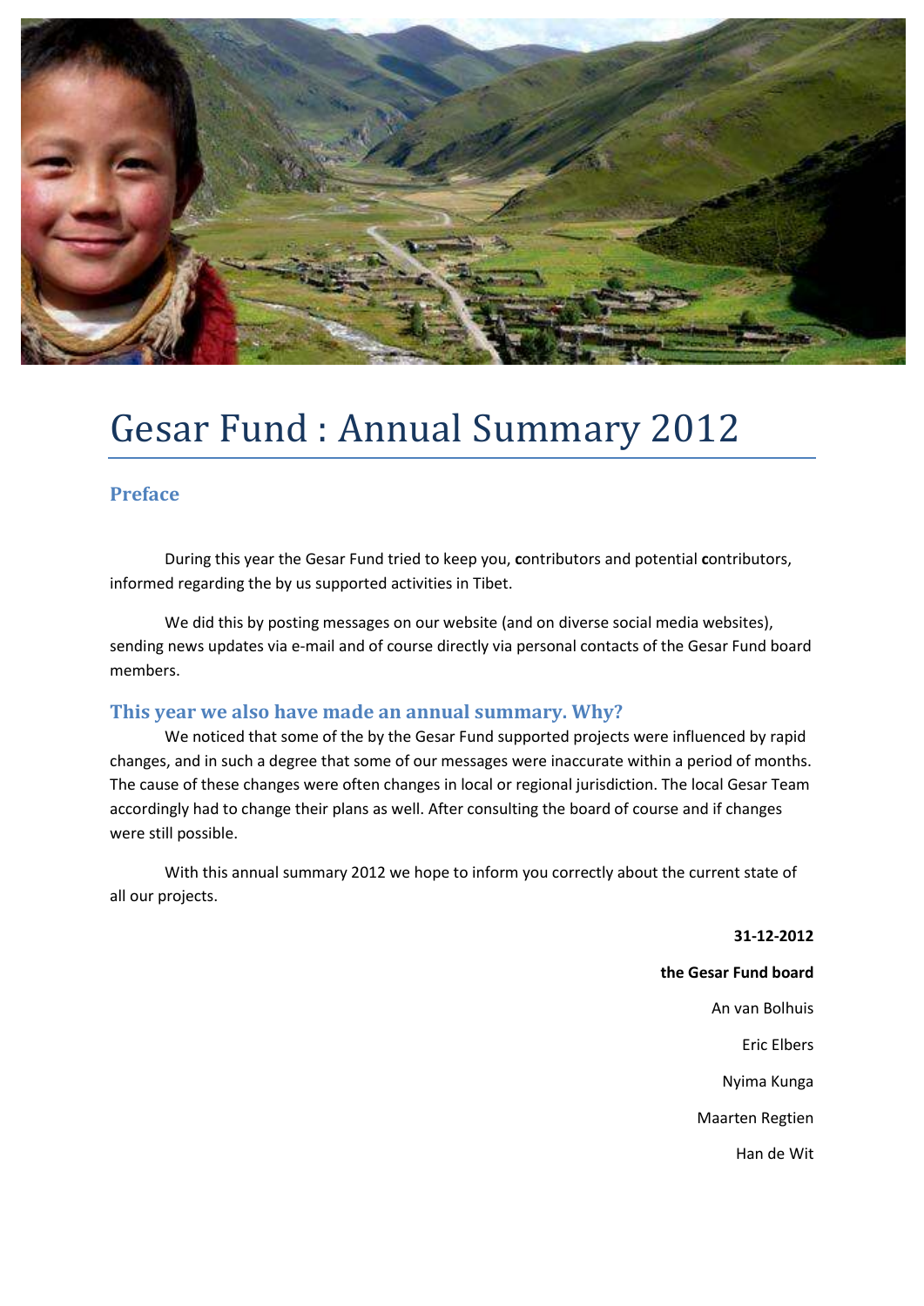# Gesar Fund : Annual Summary 2012

## Preface

During this year the Gesar Fund tried to keep you, **c**ontributors and potential **c**ontributors, informed regarding the by us supported activities in Tibet.

We did this by posting messages on our website (and on diverse social media websites), sending news updates via e-mail and of course directly via personal contacts of the Gesar Fund board members.

## This year we also have made an annual summary. Why?

We noticed that some of the by the Gesar Fund supported projects were influenced by rapid changes, and in such a degree that some of our messages were inaccurate within a period of months. The cause of these changes were often changes in local or regional jurisdiction. The local Gesar Team accordingly had to change their plans as well. After consulting the board of course and if changes were still possible.

With this annual summary 2012 we hope to inform you correctly about the current state of all our projects.

**31-12-2012**

**the Gesar Fund board**

An van Bolhuis

Eric Elbers

Nyima Kunga

Maarten Regtien

Han de Wit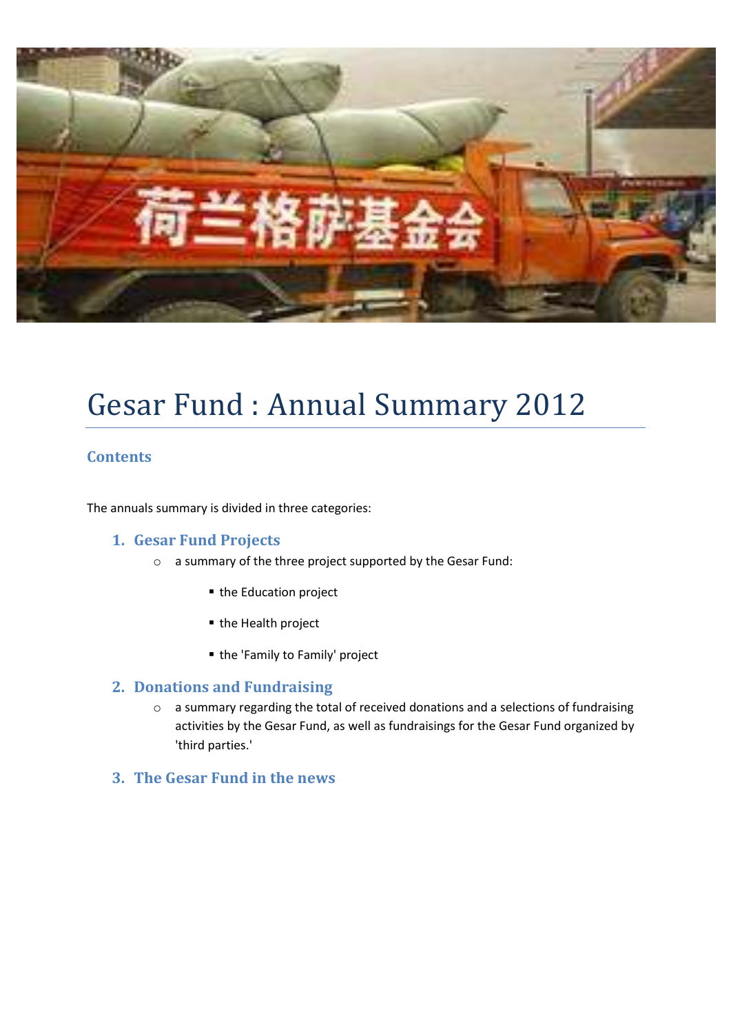# Gesar Fund : Annual Summary 2012

## Contents

The annuals summary is divided in three categories:

1. **Gesar Fund Projects**
   - a summary of the three project supported by the Gesar Fund:
     - the Education project
     - the Health project
     - the 'Family to Family' project
2. **Donations and Fundraising**
   - a summary regarding the total of received donations and a selections of fundraising activities by the Gesar Fund, as well as fundraisings for the Gesar Fund organized by 'third parties.'
3. **The Gesar Fund in the news**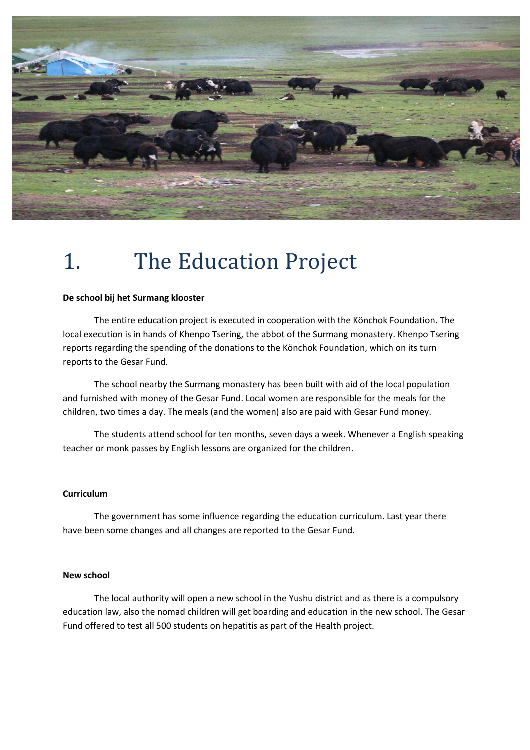# 1. The Education Project

**De school bij het Surmang klooster**

The entire education project is executed in cooperation with the Könchok Foundation. The local execution is in hands of Khenpo Tsering, the abbot of the Surmang monastery. Khenpo Tsering reports regarding the spending of the donations to the Könchok Foundation, which on its turn reports to the Gesar Fund.

The school nearby the Surmang monastery has been built with aid of the local population and furnished with money of the Gesar Fund. Local women are responsible for the meals for the children, two times a day. The meals (and the women) also are paid with Gesar Fund money.

The students attend school for ten months, seven days a week. Whenever a English speaking teacher or monk passes by English lessons are organized for the children.

**Curriculum**

The government has some influence regarding the education curriculum. Last year there have been some changes and all changes are reported to the Gesar Fund.

**New school**

The local authority will open a new school in the Yushu district and as there is a compulsory education law, also the nomad children will get boarding and education in the new school. The Gesar Fund offered to test all 500 students on hepatitis as part of the Health project.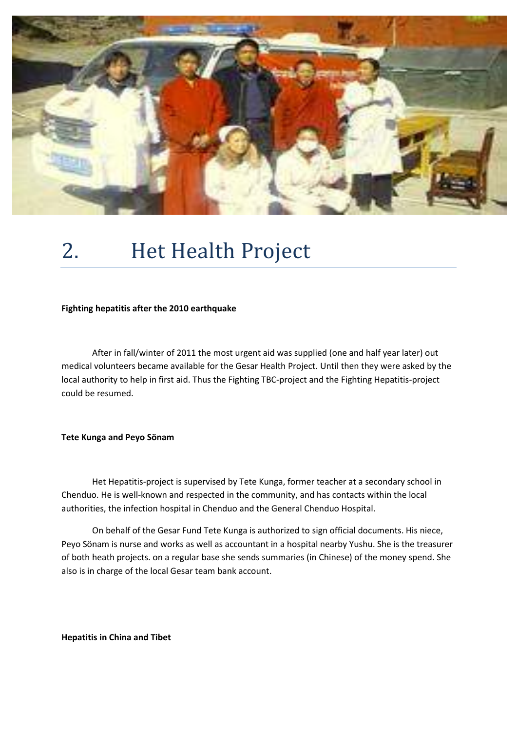# 2. Het Health Project

**Fighting hepatitis after the 2010 earthquake**

After in fall/winter of 2011 the most urgent aid was supplied (one and half year later) out medical volunteers became available for the Gesar Health Project. Until then they were asked by the local authority to help in first aid. Thus the Fighting TBC-project and the Fighting Hepatitis-project could be resumed.

**Tete Kunga and Peyo Sönam**

Het Hepatitis-project is supervised by Tete Kunga, former teacher at a secondary school in Chenduo. He is well-known and respected in the community, and has contacts within the local authorities, the infection hospital in Chenduo and the General Chenduo Hospital.

On behalf of the Gesar Fund Tete Kunga is authorized to sign official documents. His niece, Peyo Sönam is nurse and works as well as accountant in a hospital nearby Yushu. She is the treasurer of both heath projects. on a regular base she sends summaries (in Chinese) of the money spend. She also is in charge of the local Gesar team bank account.

**Hepatitis in China and Tibet**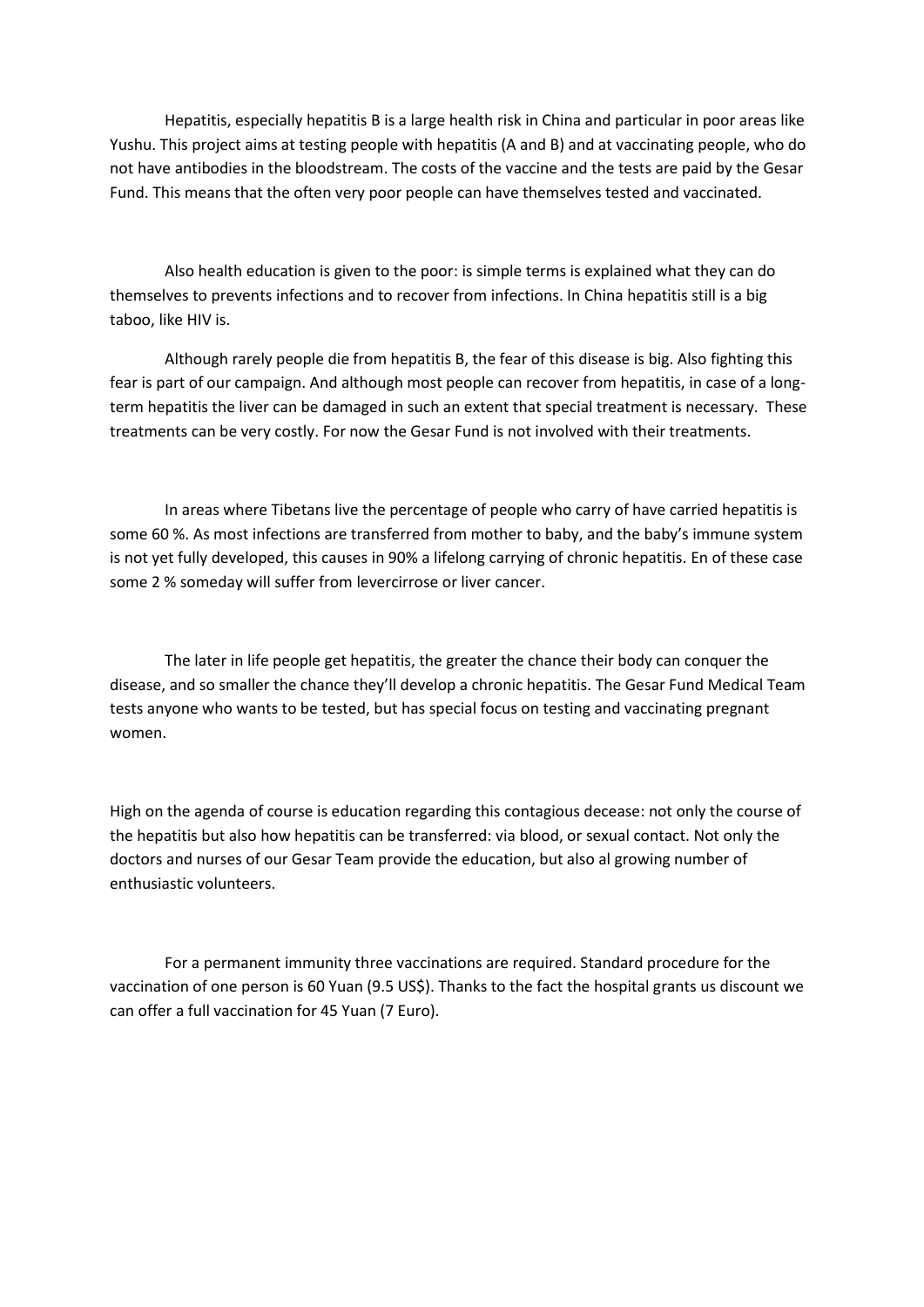Hepatitis, especially hepatitis B is a large health risk in China and particular in poor areas like Yushu. This project aims at testing people with hepatitis (A and B) and at vaccinating people, who do not have antibodies in the bloodstream. The costs of the vaccine and the tests are paid by the Gesar Fund. This means that the often very poor people can have themselves tested and vaccinated.

Also health education is given to the poor: is simple terms is explained what they can do themselves to prevents infections and to recover from infections. In China hepatitis still is a big taboo, like HIV is.

Although rarely people die from hepatitis B, the fear of this disease is big. Also fighting this fear is part of our campaign. And although most people can recover from hepatitis, in case of a long-term hepatitis the liver can be damaged in such an extent that special treatment is necessary. These treatments can be very costly. For now the Gesar Fund is not involved with their treatments.

In areas where Tibetans live the percentage of people who carry of have carried hepatitis is some 60 %. As most infections are transferred from mother to baby, and the baby's immune system is not yet fully developed, this causes in 90% a lifelong carrying of chronic hepatitis. En of these case some 2 % someday will suffer from levercirrose or liver cancer.

The later in life people get hepatitis, the greater the chance their body can conquer the disease, and so smaller the chance they'll develop a chronic hepatitis. The Gesar Fund Medical Team tests anyone who wants to be tested, but has special focus on testing and vaccinating pregnant women.

High on the agenda of course is education regarding this contagious decease: not only the course of the hepatitis but also how hepatitis can be transferred: via blood, or sexual contact. Not only the doctors and nurses of our Gesar Team provide the education, but also al growing number of enthusiastic volunteers.

For a permanent immunity three vaccinations are required. Standard procedure for the vaccination of one person is 60 Yuan (9.5 US$). Thanks to the fact the hospital grants us discount we can offer a full vaccination for 45 Yuan (7 Euro).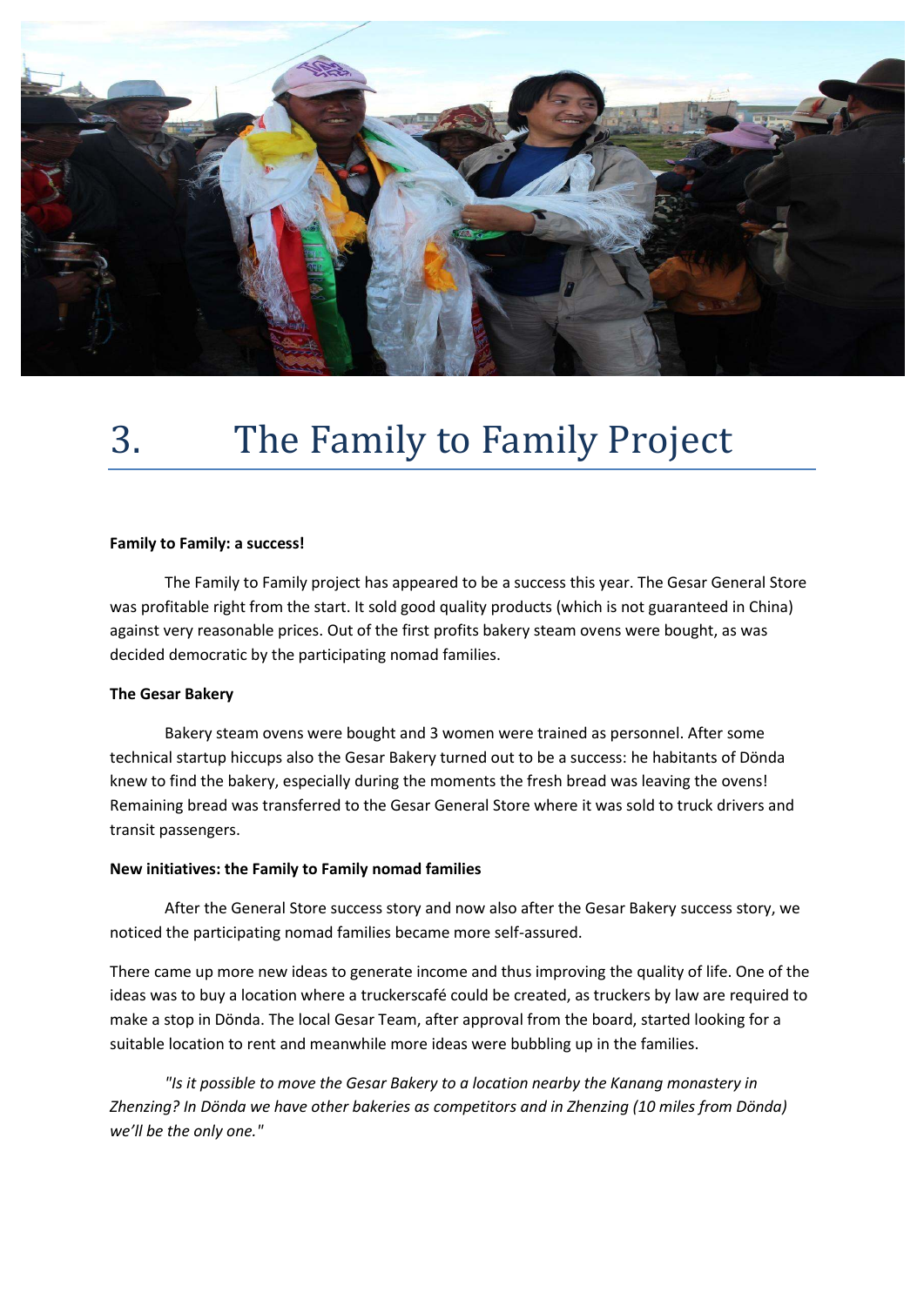# 3. The Family to Family Project

**Family to Family: a success!**

The Family to Family project has appeared to be a success this year. The Gesar General Store was profitable right from the start. It sold good quality products (which is not guaranteed in China) against very reasonable prices. Out of the first profits bakery steam ovens were bought, as was decided democratic by the participating nomad families.

**The Gesar Bakery**

Bakery steam ovens were bought and 3 women were trained as personnel. After some technical startup hiccups also the Gesar Bakery turned out to be a success: he habitants of Dönda knew to find the bakery, especially during the moments the fresh bread was leaving the ovens! Remaining bread was transferred to the Gesar General Store where it was sold to truck drivers and transit passengers.

**New initiatives: the Family to Family nomad families**

After the General Store success story and now also after the Gesar Bakery success story, we noticed the participating nomad families became more self-assured.

There came up more new ideas to generate income and thus improving the quality of life. One of the ideas was to buy a location where a truckerscafé could be created, as truckers by law are required to make a stop in Dönda. The local Gesar Team, after approval from the board, started looking for a suitable location to rent and meanwhile more ideas were bubbling up in the families.

*"Is it possible to move the Gesar Bakery to a location nearby the Kanang monastery in Zhenzing? In Dönda we have other bakeries as competitors and in Zhenzing (10 miles from Dönda) we'll be the only one."*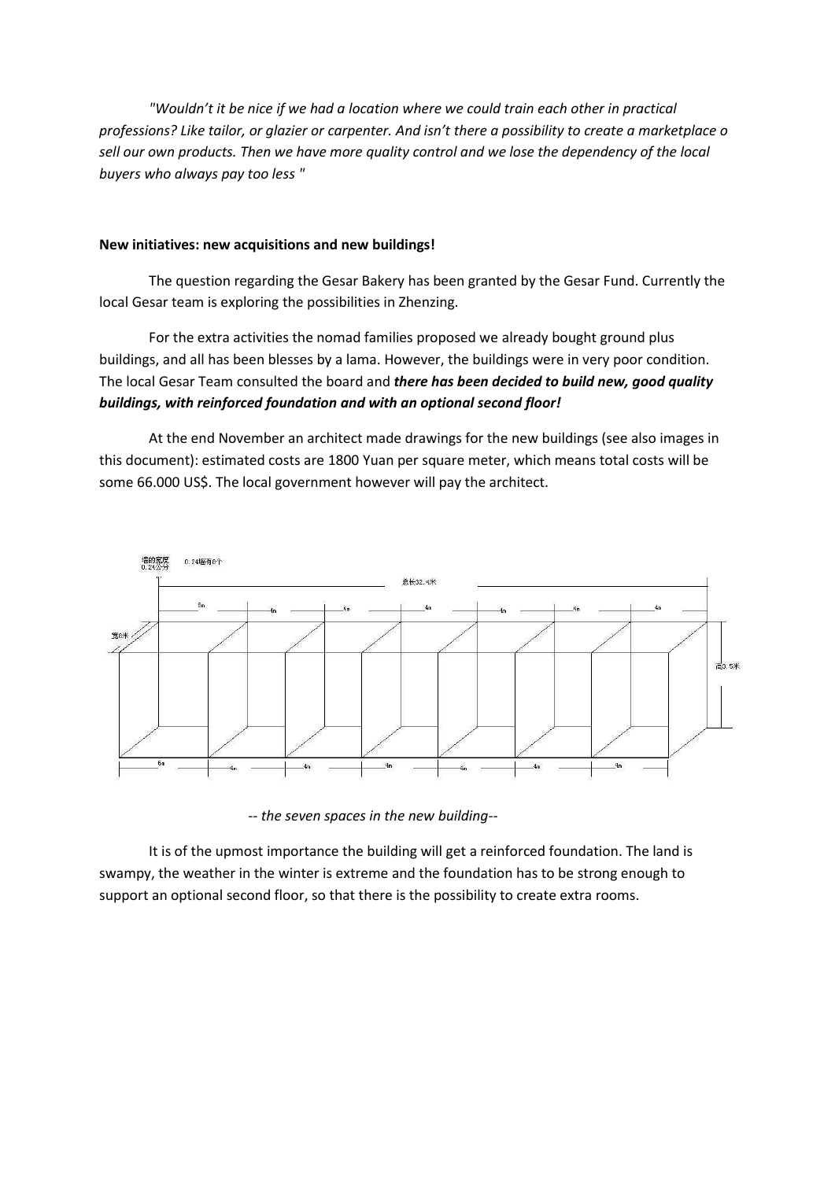*"Wouldn't it be nice if we had a location where we could train each other in practical professions? Like tailor, or glazier or carpenter. And isn't there a possibility to create a marketplace o sell our own products. Then we have more quality control and we lose the dependency of the local buyers who always pay too less "*

**New initiatives: new acquisitions and new buildings!**

The question regarding the Gesar Bakery has been granted by the Gesar Fund. Currently the local Gesar team is exploring the possibilities in Zhenzing.

For the extra activities the nomad families proposed we already bought ground plus buildings, and all has been blesses by a lama. However, the buildings were in very poor condition. The local Gesar Team consulted the board and ***there has been decided to build new, good quality buildings, with reinforced foundation and with an optional second floor!***

At the end November an architect made drawings for the new buildings (see also images in this document): estimated costs are 1800 Yuan per square meter, which means total costs will be some 66.000 US$. The local government however will pay the architect.

*-- the seven spaces in the new building--*

It is of the upmost importance the building will get a reinforced foundation. The land is swampy, the weather in the winter is extreme and the foundation has to be strong enough to support an optional second floor, so that there is the possibility to create extra rooms.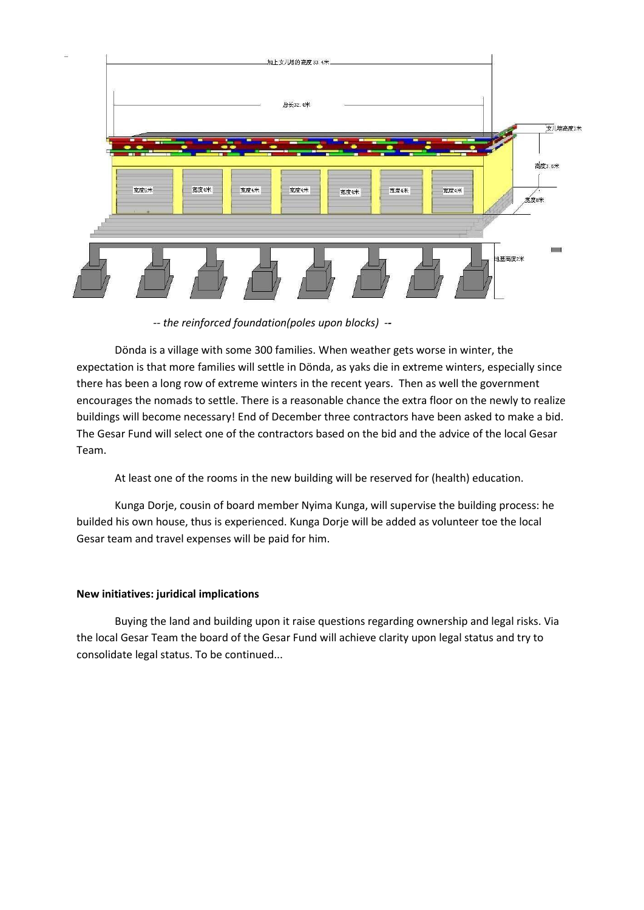*-- the reinforced foundation(poles upon blocks) --*

Dönda is a village with some 300 families. When weather gets worse in winter, the expectation is that more families will settle in Dönda, as yaks die in extreme winters, especially since there has been a long row of extreme winters in the recent years. Then as well the government encourages the nomads to settle. There is a reasonable chance the extra floor on the newly to realize buildings will become necessary! End of December three contractors have been asked to make a bid. The Gesar Fund will select one of the contractors based on the bid and the advice of the local Gesar Team.

At least one of the rooms in the new building will be reserved for (health) education.

Kunga Dorje, cousin of board member Nyima Kunga, will supervise the building process: he builded his own house, thus is experienced. Kunga Dorje will be added as volunteer toe the local Gesar team and travel expenses will be paid for him.

**New initiatives: juridical implications**

Buying the land and building upon it raise questions regarding ownership and legal risks. Via the local Gesar Team the board of the Gesar Fund will achieve clarity upon legal status and try to consolidate legal status. To be continued...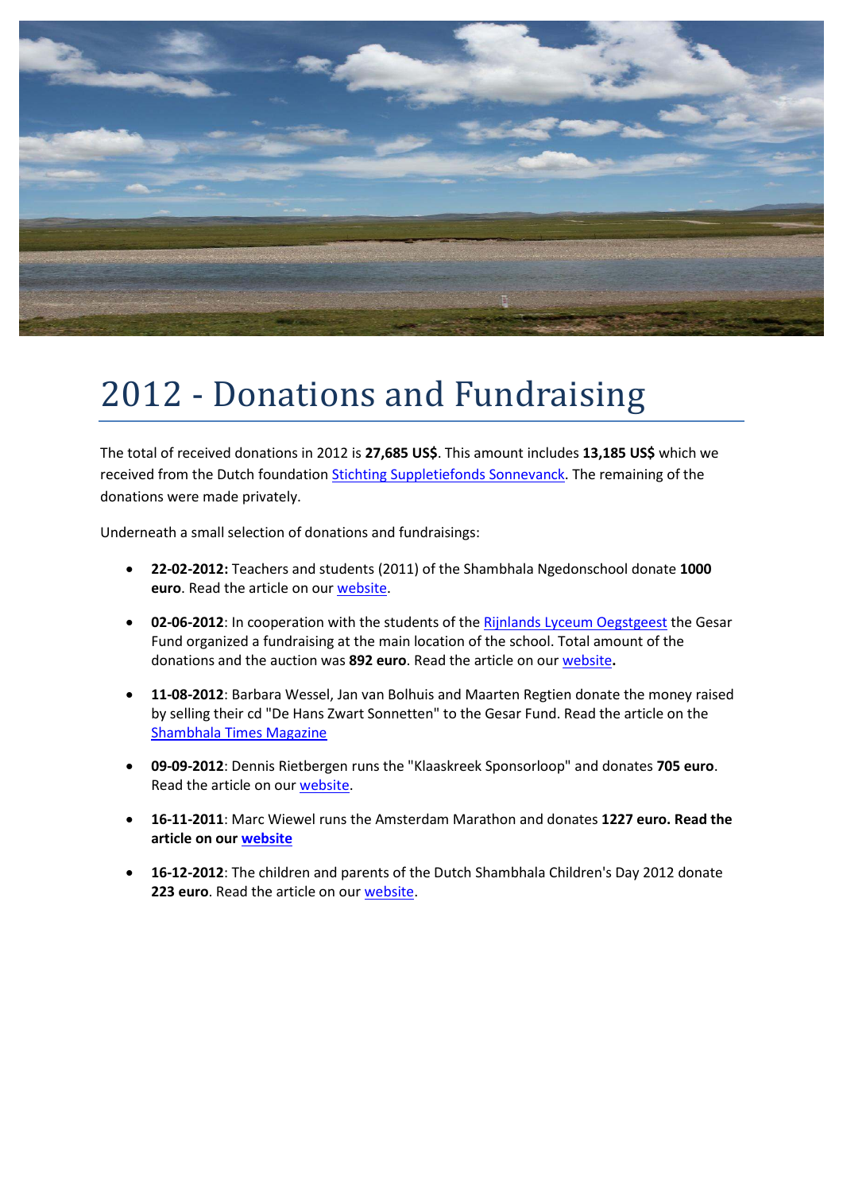# 2012 - Donations and Fundraising

The total of received donations in 2012 is **27,685 US$**. This amount includes **13,185 US$** which we received from the Dutch foundation Stichting Suppletiefonds Sonnevanck. The remaining of the donations were made privately.

Underneath a small selection of donations and fundraisings:

- **22-02-2012:** Teachers and students (2011) of the Shambhala Ngedonschool donate **1000 euro**. Read the article on our website.
- **02-06-2012**: In cooperation with the students of the Rijnlands Lyceum Oegstgeest the Gesar Fund organized a fundraising at the main location of the school. Total amount of the donations and the auction was **892 euro**. Read the article on our website**.**
- **11-08-2012**: Barbara Wessel, Jan van Bolhuis and Maarten Regtien donate the money raised by selling their cd "De Hans Zwart Sonnetten" to the Gesar Fund. Read the article on the Shambhala Times Magazine
- **09-09-2012**: Dennis Rietbergen runs the "Klaaskreek Sponsorloop" and donates **705 euro**. Read the article on our website.
- **16-11-2011**: Marc Wiewel runs the Amsterdam Marathon and donates **1227 euro. Read the article on our website**
- **16-12-2012**: The children and parents of the Dutch Shambhala Children's Day 2012 donate **223 euro**. Read the article on our website.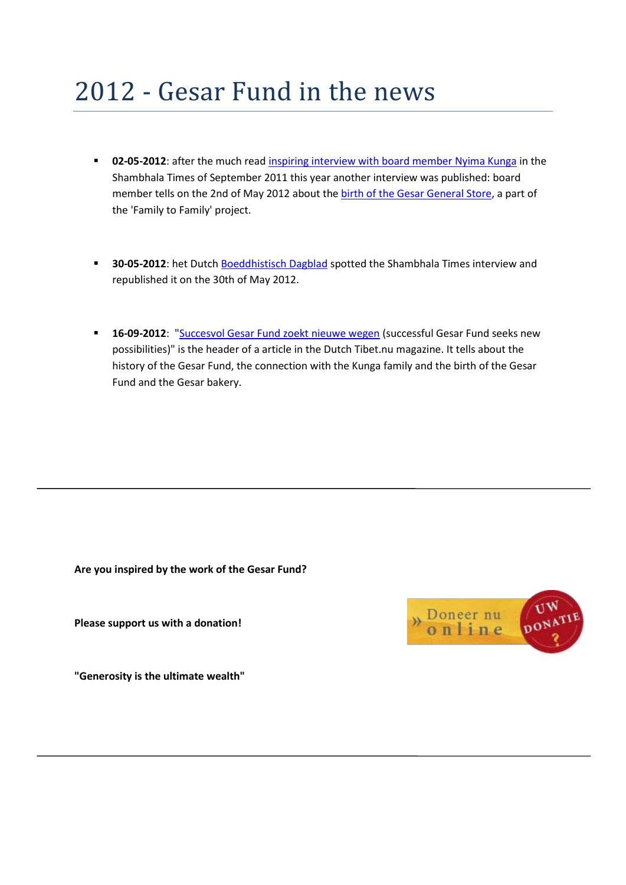# 2012 - Gesar Fund in the news

- **02-05-2012**: after the much read inspiring interview with board member Nyima Kunga in the Shambhala Times of September 2011 this year another interview was published: board member tells on the 2nd of May 2012 about the birth of the Gesar General Store, a part of the 'Family to Family' project.

- **30-05-2012**: het Dutch Boeddhistisch Dagblad spotted the Shambhala Times interview and republished it on the 30th of May 2012.

- **16-09-2012**: "Succesvol Gesar Fund zoekt nieuwe wegen (successful Gesar Fund seeks new possibilities)" is the header of a article in the Dutch Tibet.nu magazine. It tells about the history of the Gesar Fund, the connection with the Kunga family and the birth of the Gesar Fund and the Gesar bakery.

---

**Are you inspired by the work of the Gesar Fund?**

**Please support us with a donation!**

» Doneer nu online — UW DONATIE ?

**"Generosity is the ultimate wealth"**

---